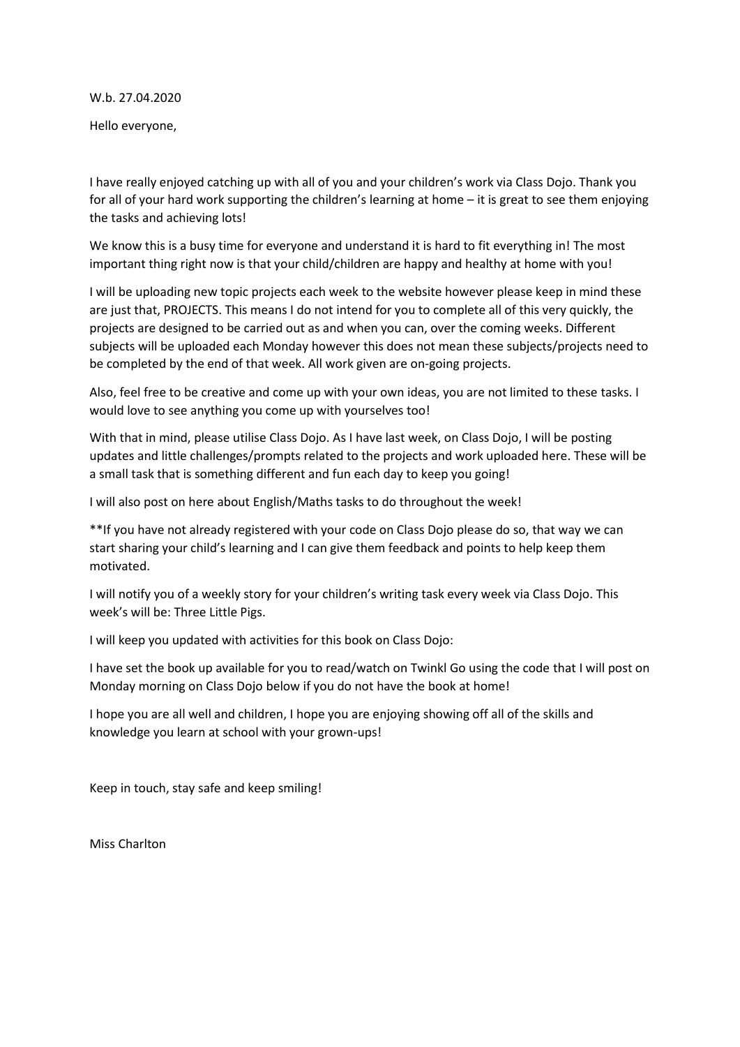W.b. 27.04.2020

Hello everyone,

I have really enjoyed catching up with all of you and your children's work via Class Dojo. Thank you for all of your hard work supporting the children's learning at home – it is great to see them enjoying the tasks and achieving lots!

We know this is a busy time for everyone and understand it is hard to fit everything in! The most important thing right now is that your child/children are happy and healthy at home with you!

I will be uploading new topic projects each week to the website however please keep in mind these are just that, PROJECTS. This means I do not intend for you to complete all of this very quickly, the projects are designed to be carried out as and when you can, over the coming weeks. Different subjects will be uploaded each Monday however this does not mean these subjects/projects need to be completed by the end of that week. All work given are on-going projects.

Also, feel free to be creative and come up with your own ideas, you are not limited to these tasks. I would love to see anything you come up with yourselves too!

With that in mind, please utilise Class Dojo. As I have last week, on Class Dojo, I will be posting updates and little challenges/prompts related to the projects and work uploaded here. These will be a small task that is something different and fun each day to keep you going!

I will also post on here about English/Maths tasks to do throughout the week!

**If you have not already registered with your code on Class Dojo please do so, that way we can start sharing your child's learning and I can give them feedback and points to help keep them motivated.

I will notify you of a weekly story for your children's writing task every week via Class Dojo. This week's will be: Three Little Pigs.

I will keep you updated with activities for this book on Class Dojo:

I have set the book up available for you to read/watch on Twinkl Go using the code that I will post on Monday morning on Class Dojo below if you do not have the book at home!

I hope you are all well and children, I hope you are enjoying showing off all of the skills and knowledge you learn at school with your grown-ups!

Keep in touch, stay safe and keep smiling!

Miss Charlton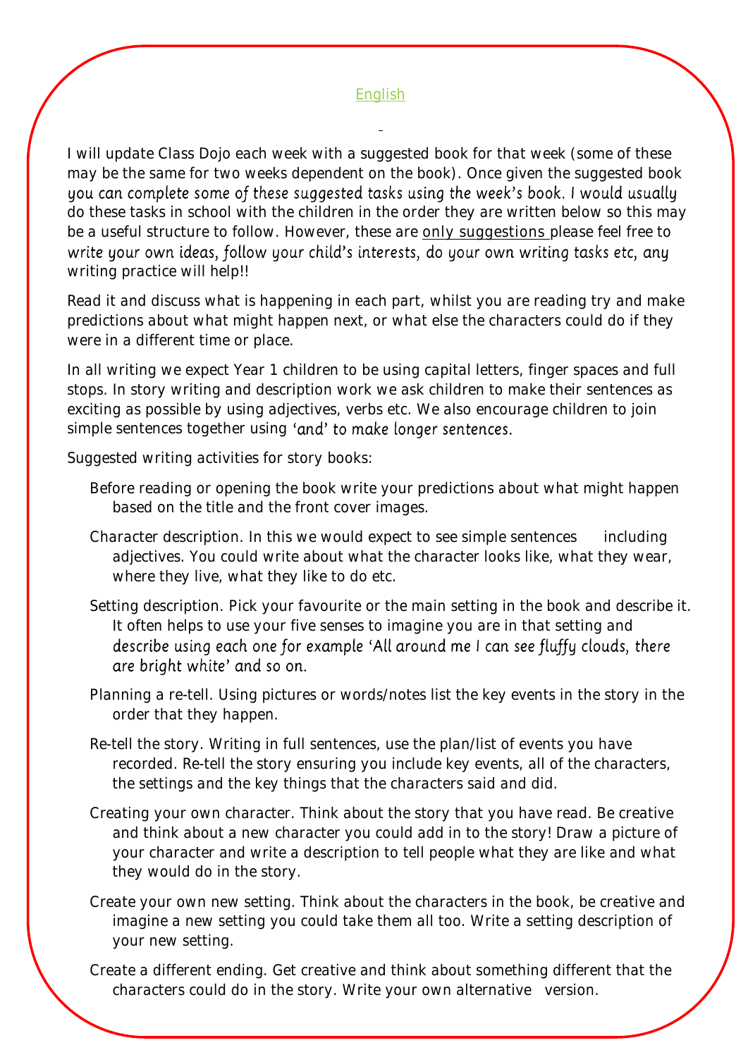## English

I will update Class Dojo each week with a suggested book for that week (some of these may be the same for two weeks dependent on the book). Once given the suggested book you can complete some of these suggested tasks using the week's book. I would usually do these tasks in school with the children in the order they are written below so this may be a useful structure to follow. However, these are <u>only suggestions</u> please feel free to write your own ideas, follow your child's interests, do your own writing tasks etc, any writing practice will help!!

Read it and discuss what is happening in each part, whilst you are reading try and make predictions about what might happen next, or what else the characters could do if they were in a different time or place.

In all writing we expect Year 1 children to be using capital letters, finger spaces and full stops. In story writing and description work we ask children to make their sentences as exciting as possible by using adjectives, verbs etc. We also encourage children to join simple sentences together using 'and' to make longer sentences.

Suggested writing activities for story books:

- Before reading or opening the book write your predictions about what might happen based on the title and the front cover images.
- Character description. In this we would expect to see simple sentences including adjectives. You could write about what the character looks like, what they wear, where they live, what they like to do etc.
- Setting description. Pick your favourite or the main setting in the book and describe it. It often helps to use your five senses to imagine you are in that setting and describe using each one for example 'All around me I can see fluffy clouds, there are bright white' and so on.
- Planning a re-tell. Using pictures or words/notes list the key events in the story in the order that they happen.
- Re-tell the story. Writing in full sentences, use the plan/list of events you have recorded. Re-tell the story ensuring you include key events, all of the characters, the settings and the key things that the characters said and did.
- Creating your own character. Think about the story that you have read. Be creative and think about a new character you could add in to the story! Draw a picture of your character and write a description to tell people what they are like and what they would do in the story.
- Create your own new setting. Think about the characters in the book, be creative and imagine a new setting you could take them all too. Write a setting description of your new setting.
- Create a different ending. Get creative and think about something different that the characters could do in the story. Write your own alternative version.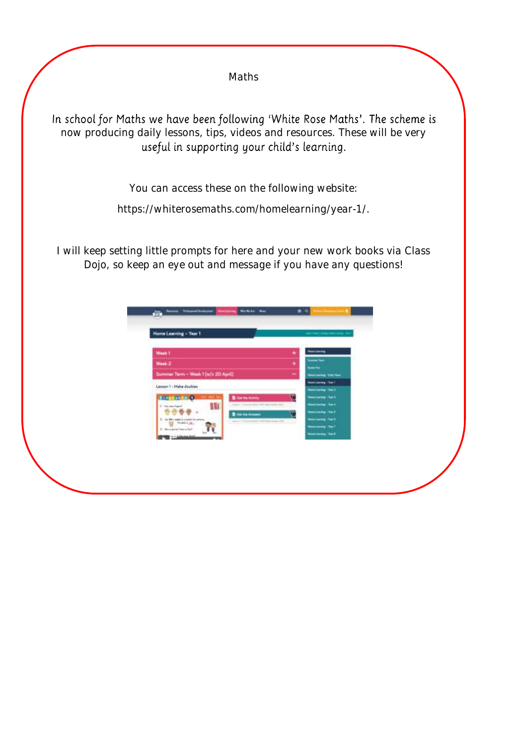# Maths

*In school for Maths we have been following 'White Rose Maths'. The scheme is* now producing daily lessons, tips, videos and resources. These will be very *useful in supporting your child's learning.*

You can access these on the following website:

https://whiterosemaths.com/homelearning/year-1/.

I will keep setting little prompts for here and your new work books via Class Dojo, so keep an eye out and message if you have any questions!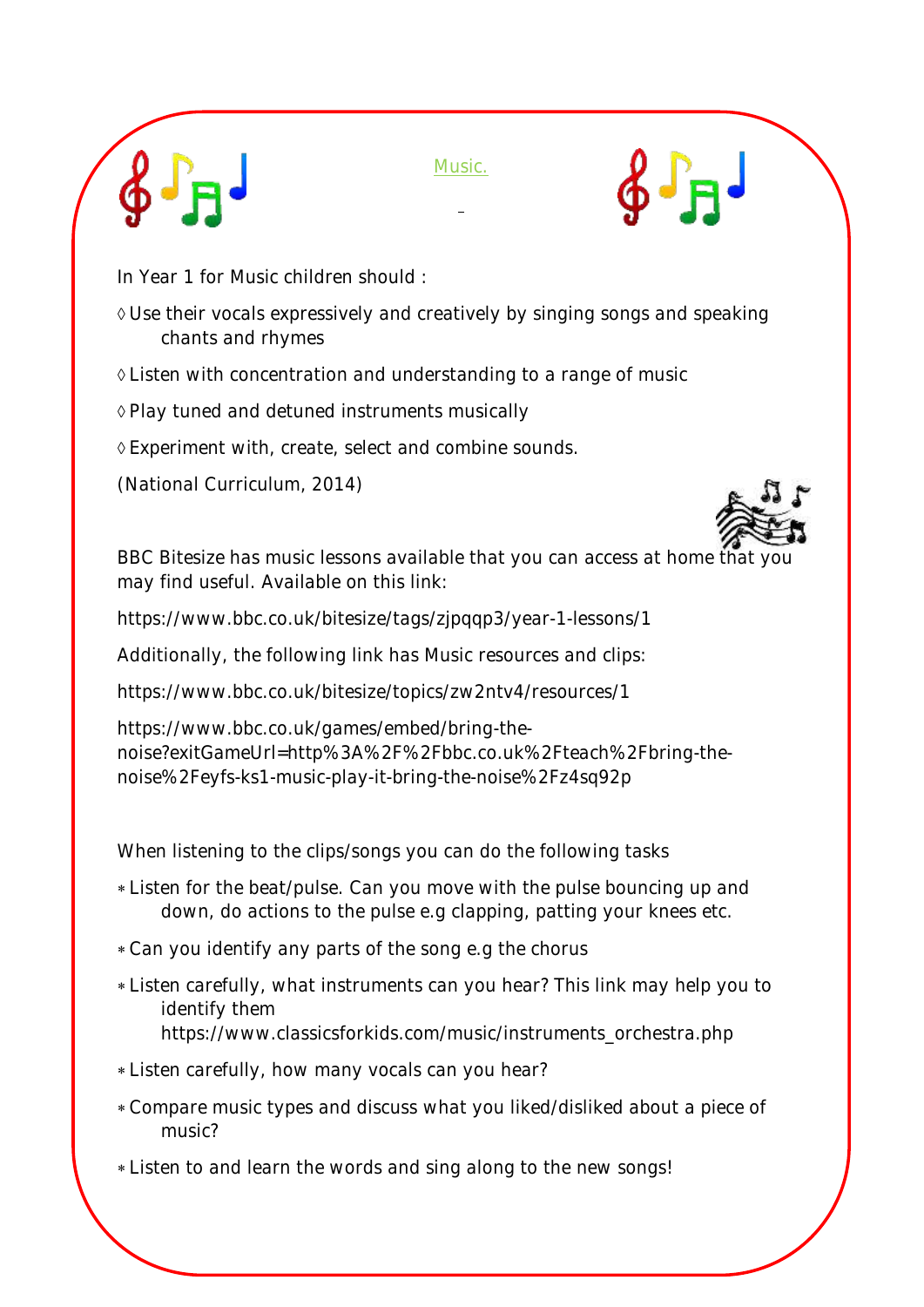# Music.

In Year 1 for Music children should :

- ◊ Use their vocals expressively and creatively by singing songs and speaking chants and rhymes
- ◊ Listen with concentration and understanding to a range of music
- ◊ Play tuned and detuned instruments musically
- ◊ Experiment with, create, select and combine sounds.

(National Curriculum, 2014)

BBC Bitesize has music lessons available that you can access at home that you may find useful. Available on this link:

https://www.bbc.co.uk/bitesize/tags/zjpqqp3/year-1-lessons/1

Additionally, the following link has Music resources and clips:

https://www.bbc.co.uk/bitesize/topics/zw2ntv4/resources/1

https://www.bbc.co.uk/games/embed/bring-the-noise?exitGameUrl=http%3A%2F%2Fbbc.co.uk%2Fteach%2Fbring-the-noise%2Feyfs-ks1-music-play-it-bring-the-noise%2Fz4sq92p

When listening to the clips/songs you can do the following tasks

- Listen for the beat/pulse. Can you move with the pulse bouncing up and down, do actions to the pulse e.g clapping, patting your knees etc.
- Can you identify any parts of the song e.g the chorus
- Listen carefully, what instruments can you hear? This link may help you to identify them https://www.classicsforkids.com/music/instruments_orchestra.php
- Listen carefully, how many vocals can you hear?
- Compare music types and discuss what you liked/disliked about a piece of music?
- Listen to and learn the words and sing along to the new songs!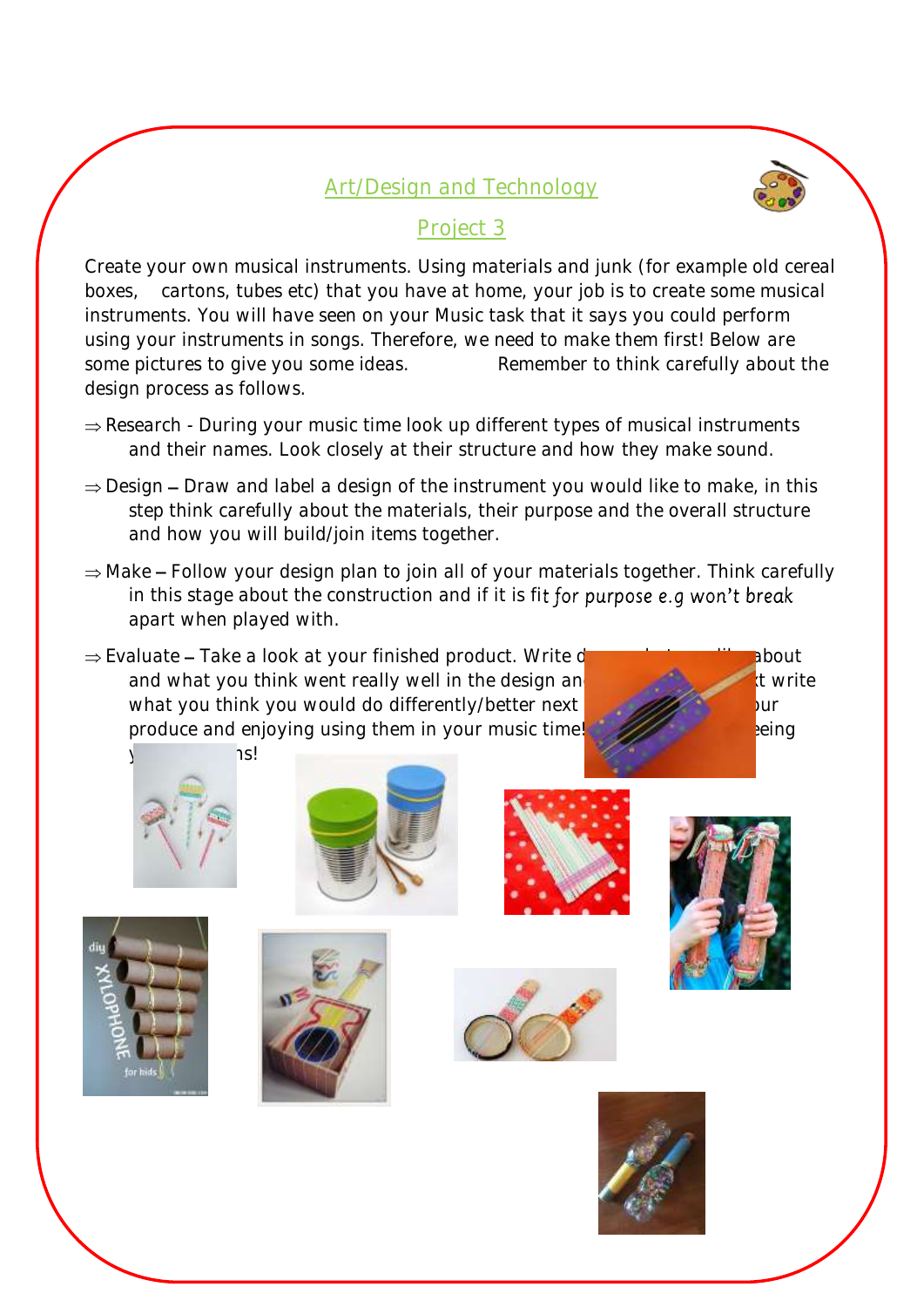## Art/Design and Technology

## Project 3

Create your own musical instruments. Using materials and junk (for example old cereal boxes, cartons, tubes etc) that you have at home, your job is to create some musical instruments. You will have seen on your Music task that it says you could perform using your instruments in songs. Therefore, we need to make them first! Below are some pictures to give you some ideas. Remember to think carefully about the design process as follows.

- ⇒ Research - During your music time look up different types of musical instruments and their names. Look closely at their structure and how they make sound.
- ⇒ Design – Draw and label a design of the instrument you would like to make, in this step think carefully about the materials, their purpose and the overall structure and how you will build/join items together.
- ⇒ Make – Follow your design plan to join all of your materials together. Think carefully in this stage about the construction and if it is fit *for purpose e.g won't break* apart when played with.
- ⇒ Evaluate – Take a look at your finished product. Write d... about and what you think went really well in the design an... t write what you think you would do differently/better next ... our produce and enjoying using them in your music time! ... eing y... ns!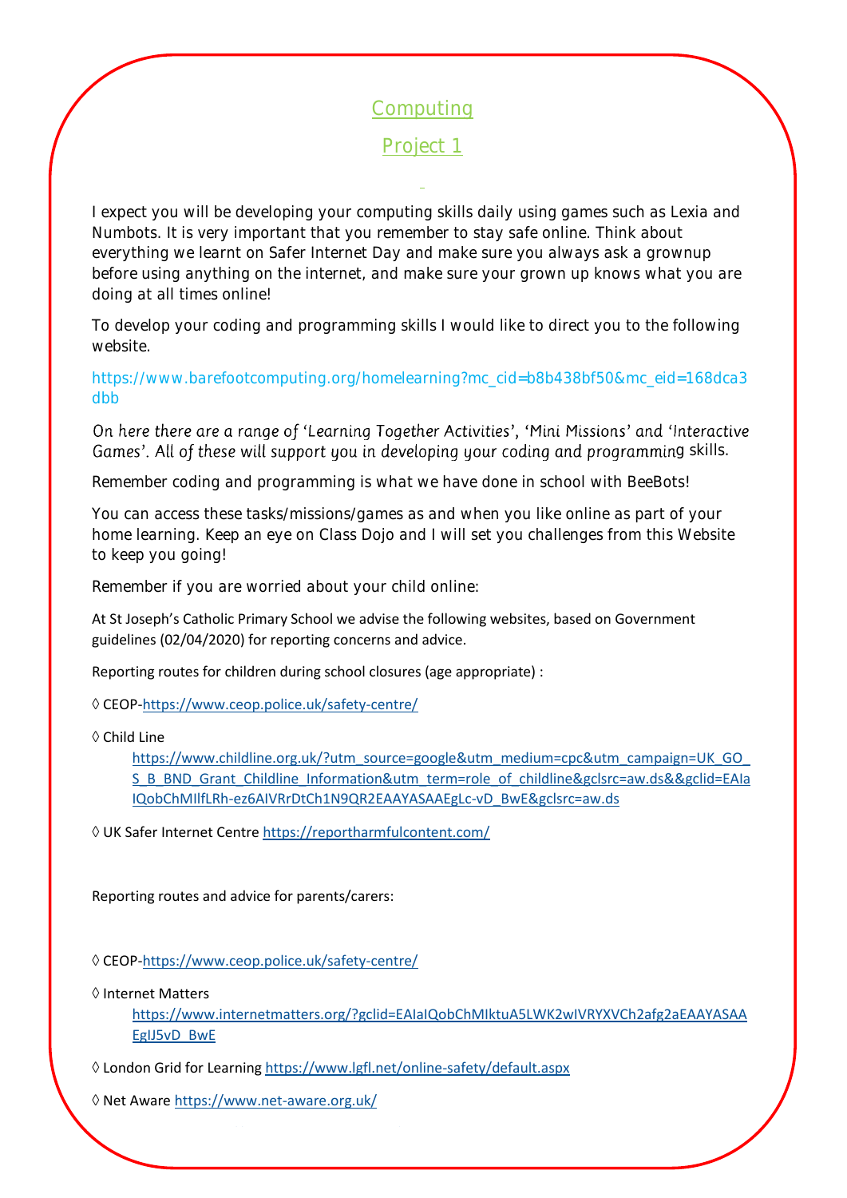# Computing

## Project 1

I expect you will be developing your computing skills daily using games such as Lexia and Numbots. It is very important that you remember to stay safe online. Think about everything we learnt on Safer Internet Day and make sure you always ask a grownup before using anything on the internet, and make sure your grown up knows what you are doing at all times online!

To develop your coding and programming skills I would like to direct you to the following website.

https://www.barefootcomputing.org/homelearning?mc_cid=b8b438bf50&mc_eid=168dca3dbb

*On here there are a range of 'Learning Together Activities', 'Mini Missions' and 'Interactive Games'. All of these will support you in developing your coding and programming* skills.

Remember coding and programming is what we have done in school with BeeBots!

You can access these tasks/missions/games as and when you like online as part of your home learning. Keep an eye on Class Dojo and I will set you challenges from this Website to keep you going!

Remember if you are worried about your child online:

At St Joseph's Catholic Primary School we advise the following websites, based on Government guidelines (02/04/2020) for reporting concerns and advice.

Reporting routes for children during school closures (age appropriate) :

◊ CEOP-https://www.ceop.police.uk/safety-centre/

◊ Child Line
https://www.childline.org.uk/?utm_source=google&utm_medium=cpc&utm_campaign=UK_GO_S_B_BND_Grant_Childline_Information&utm_term=role_of_childline&gclsrc=aw.ds&&gclid=EAIaIQobChMIlfLRh-ez6AIVRrDtCh1N9QR2EAAYASAAEgLc-vD_BwE&gclsrc=aw.ds

◊ UK Safer Internet Centre https://reportharmfulcontent.com/

Reporting routes and advice for parents/carers:

◊ CEOP-https://www.ceop.police.uk/safety-centre/

◊ Internet Matters
https://www.internetmatters.org/?gclid=EAIaIQobChMIktuA5LWK2wIVRYXVCh2afg2aEAAYASAAEgIJ5vD_BwE

◊ London Grid for Learning https://www.lgfl.net/online-safety/default.aspx

◊ Net Aware https://www.net-aware.org.uk/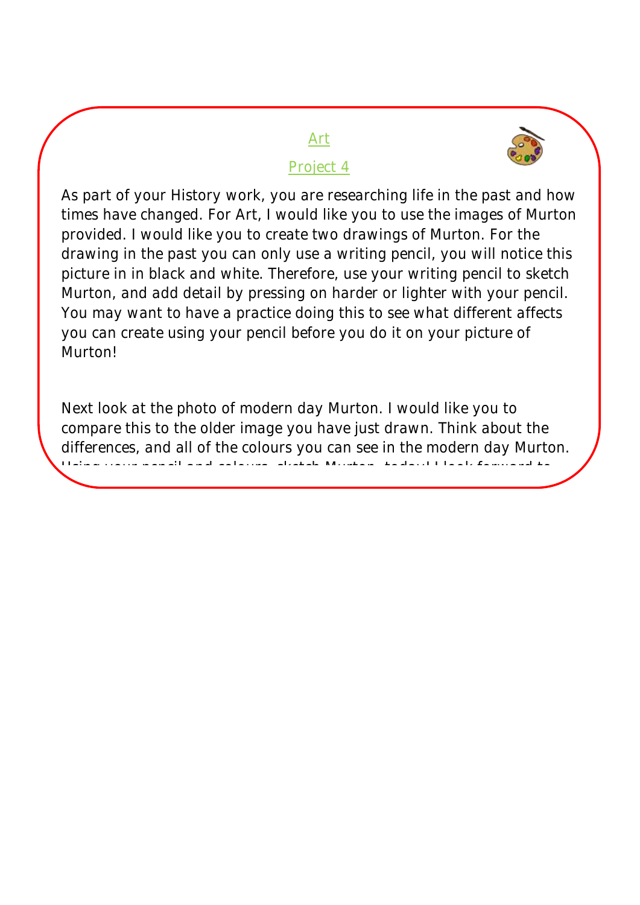# Art

## Project 4

As part of your History work, you are researching life in the past and how times have changed. For Art, I would like you to use the images of Murton provided. I would like you to create two drawings of Murton. For the drawing in the past you can only use a writing pencil, you will notice this picture in in black and white. Therefore, use your writing pencil to sketch Murton, and add detail by pressing on harder or lighter with your pencil. You may want to have a practice doing this to see what different affects you can create using your pencil before you do it on your picture of Murton!

Next look at the photo of modern day Murton. I would like you to compare this to the older image you have just drawn. Think about the differences, and all of the colours you can see in the modern day Murton. Using your pencil and colours, sketch Murton, today! I look forward to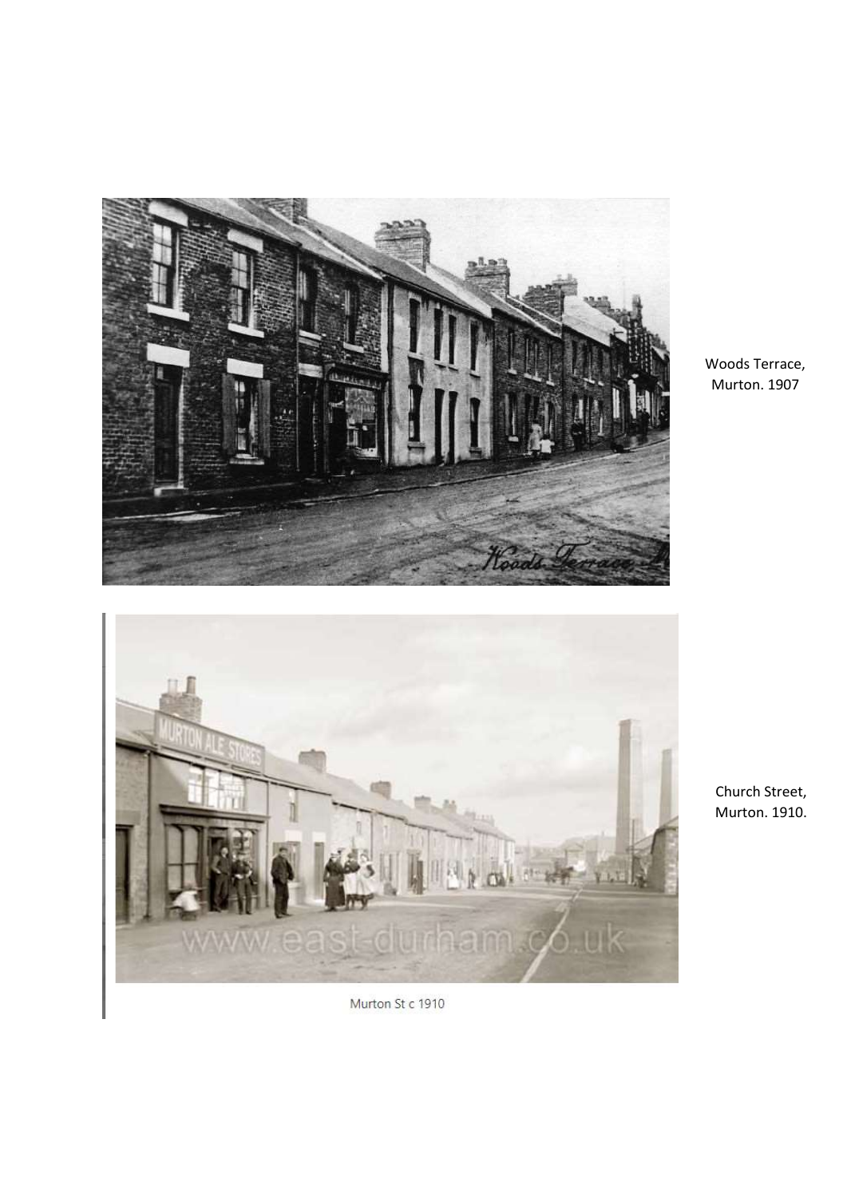Woods Terrace, Murton. 1907

Murton St c 1910

Church Street, Murton. 1910.